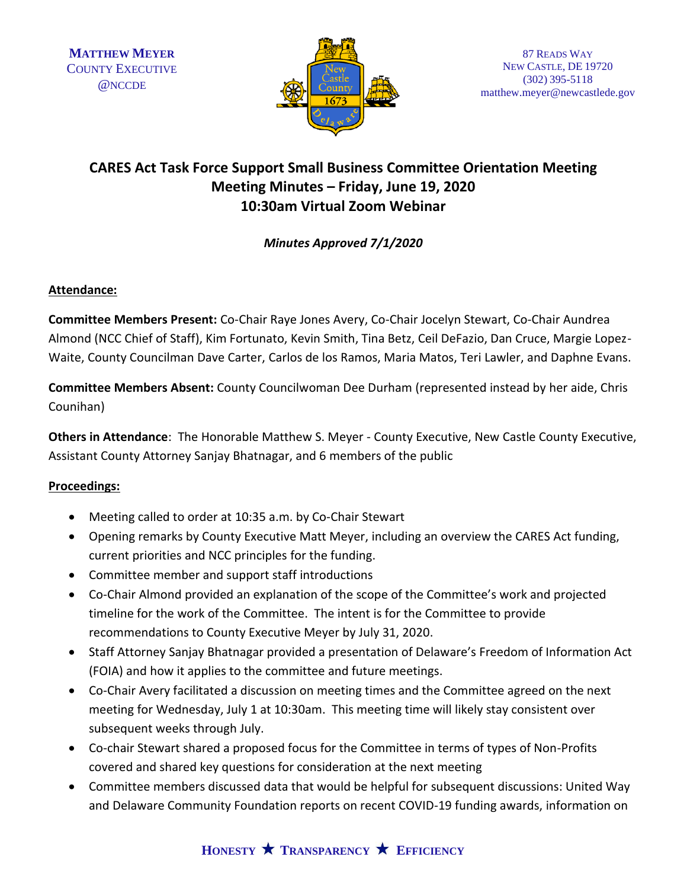**Matthew Meyer**
County Executive
@NCCDE

87 Reads Way
New Castle, DE 19720
(302) 395-5118
matthew.meyer@newcastlede.gov

# CARES Act Task Force Support Small Business Committee Orientation Meeting
## Meeting Minutes – Friday, June 19, 2020
## 10:30am Virtual Zoom Webinar

***Minutes Approved 7/1/2020***

**Attendance:**

**Committee Members Present:** Co-Chair Raye Jones Avery, Co-Chair Jocelyn Stewart, Co-Chair Aundrea Almond (NCC Chief of Staff), Kim Fortunato, Kevin Smith, Tina Betz, Ceil DeFazio, Dan Cruce, Margie Lopez-Waite, County Councilman Dave Carter, Carlos de los Ramos, Maria Matos, Teri Lawler, and Daphne Evans.

**Committee Members Absent:** County Councilwoman Dee Durham (represented instead by her aide, Chris Counihan)

**Others in Attendance**: The Honorable Matthew S. Meyer - County Executive, New Castle County Executive, Assistant County Attorney Sanjay Bhatnagar, and 6 members of the public

**Proceedings:**

- Meeting called to order at 10:35 a.m. by Co-Chair Stewart
- Opening remarks by County Executive Matt Meyer, including an overview the CARES Act funding, current priorities and NCC principles for the funding.
- Committee member and support staff introductions
- Co-Chair Almond provided an explanation of the scope of the Committee's work and projected timeline for the work of the Committee. The intent is for the Committee to provide recommendations to County Executive Meyer by July 31, 2020.
- Staff Attorney Sanjay Bhatnagar provided a presentation of Delaware's Freedom of Information Act (FOIA) and how it applies to the committee and future meetings.
- Co-Chair Avery facilitated a discussion on meeting times and the Committee agreed on the next meeting for Wednesday, July 1 at 10:30am. This meeting time will likely stay consistent over subsequent weeks through July.
- Co-chair Stewart shared a proposed focus for the Committee in terms of types of Non-Profits covered and shared key questions for consideration at the next meeting
- Committee members discussed data that would be helpful for subsequent discussions: United Way and Delaware Community Foundation reports on recent COVID-19 funding awards, information on

**Honesty ★ Transparency ★ Efficiency**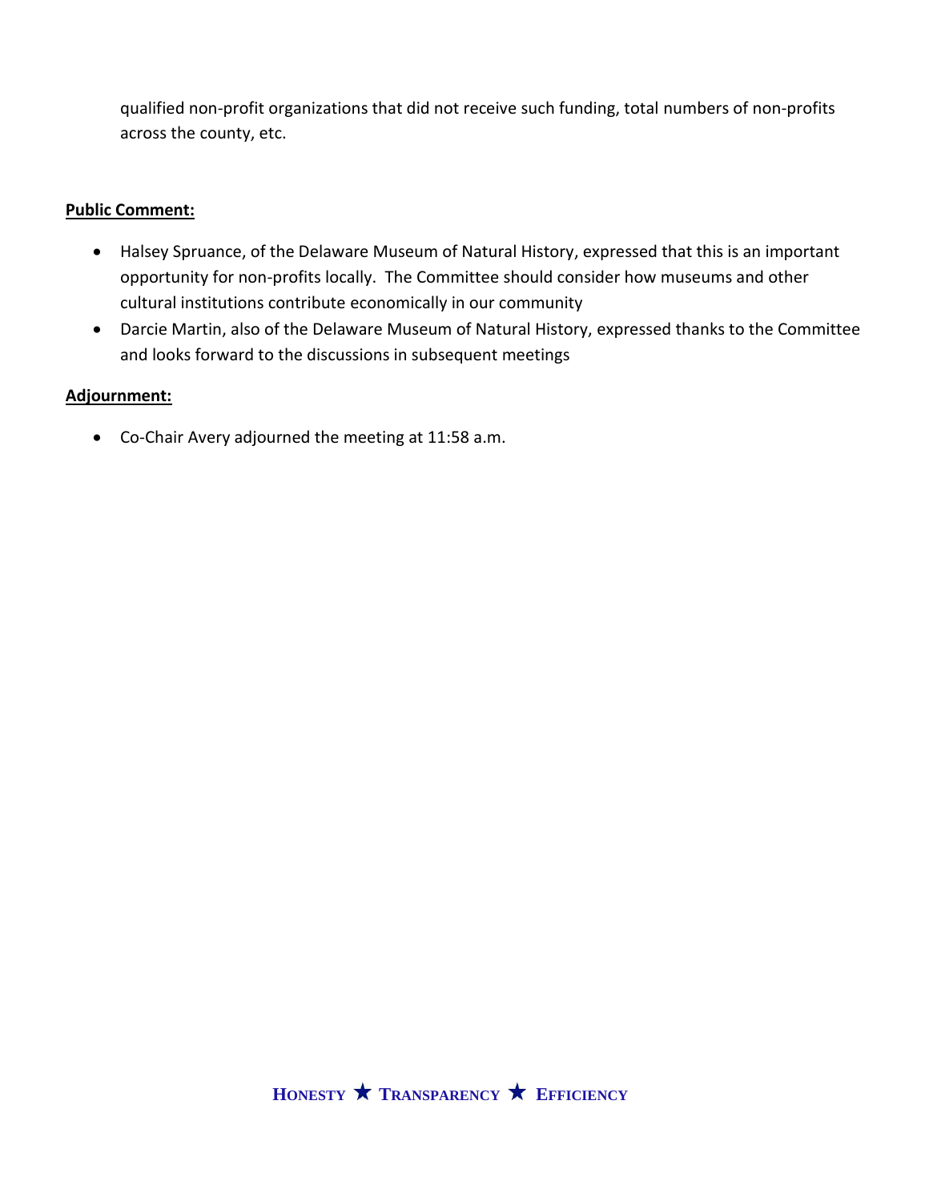qualified non-profit organizations that did not receive such funding, total numbers of non-profits across the county, etc.

**Public Comment:**

- Halsey Spruance, of the Delaware Museum of Natural History, expressed that this is an important opportunity for non-profits locally. The Committee should consider how museums and other cultural institutions contribute economically in our community
- Darcie Martin, also of the Delaware Museum of Natural History, expressed thanks to the Committee and looks forward to the discussions in subsequent meetings

**Adjournment:**

- Co-Chair Avery adjourned the meeting at 11:58 a.m.

**HONESTY ★ TRANSPARENCY ★ EFFICIENCY**